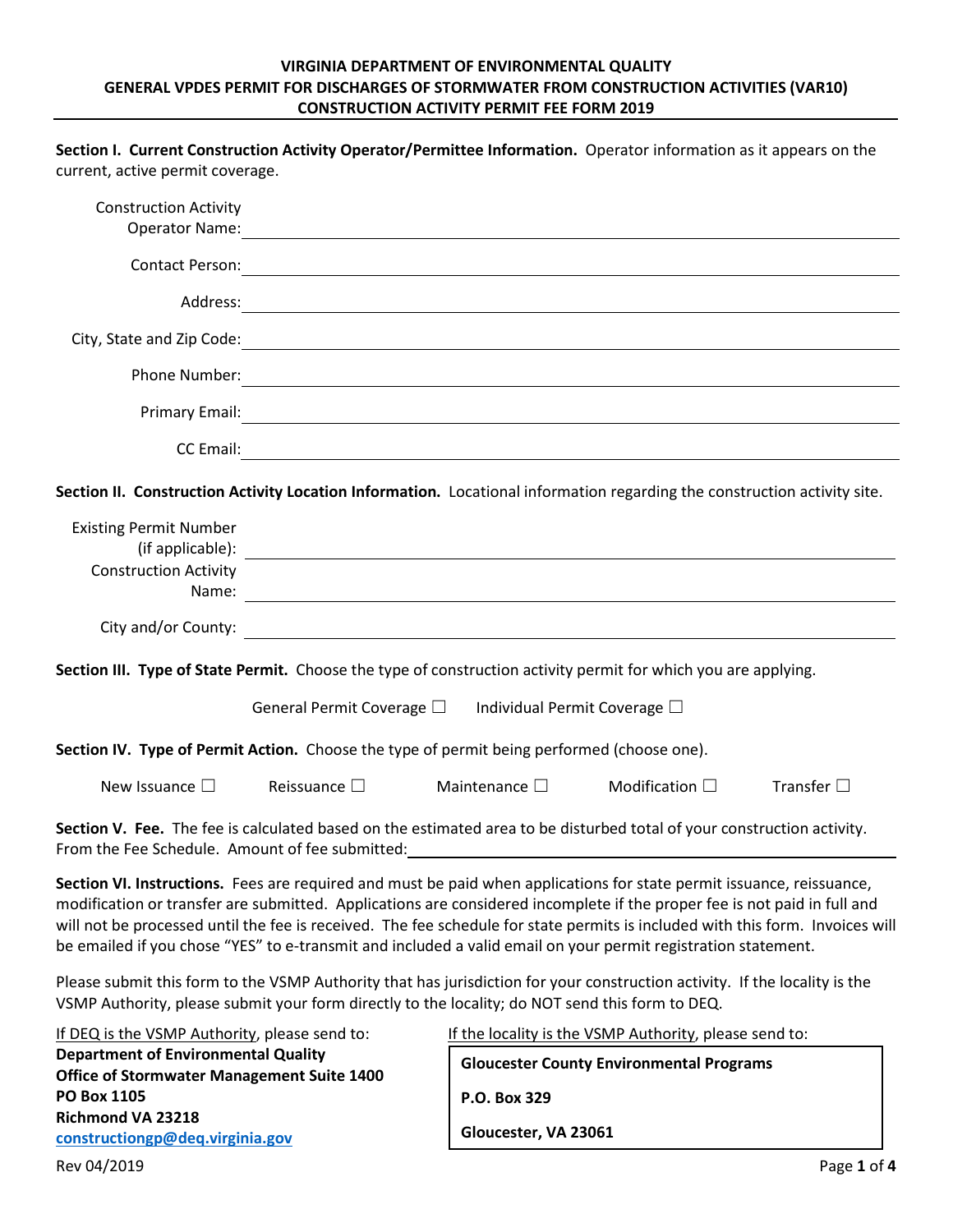**VIRGINIA DEPARTMENT OF ENVIRONMENTAL QUALITY**
**GENERAL VPDES PERMIT FOR DISCHARGES OF STORMWATER FROM CONSTRUCTION ACTIVITIES (VAR10)**
**CONSTRUCTION ACTIVITY PERMIT FEE FORM 2019**

**Section I. Current Construction Activity Operator/Permittee Information.** Operator information as it appears on the current, active permit coverage.

Construction Activity Operator Name: ____________________

Contact Person: ____________________

Address: ____________________

City, State and Zip Code: ____________________

Phone Number: ____________________

Primary Email: ____________________

CC Email: ____________________

**Section II. Construction Activity Location Information.** Locational information regarding the construction activity site.

Existing Permit Number (if applicable): ____________________

Construction Activity Name: ____________________

City and/or County: ____________________

**Section III. Type of State Permit.** Choose the type of construction activity permit for which you are applying.

General Permit Coverage ☐ Individual Permit Coverage ☐

**Section IV. Type of Permit Action.** Choose the type of permit being performed (choose one).

New Issuance ☐ Reissuance ☐ Maintenance ☐ Modification ☐ Transfer ☐

**Section V. Fee.** The fee is calculated based on the estimated area to be disturbed total of your construction activity. From the Fee Schedule. Amount of fee submitted: ____________________

**Section VI. Instructions.** Fees are required and must be paid when applications for state permit issuance, reissuance, modification or transfer are submitted. Applications are considered incomplete if the proper fee is not paid in full and will not be processed until the fee is received. The fee schedule for state permits is included with this form. Invoices will be emailed if you chose "YES" to e-transmit and included a valid email on your permit registration statement.

Please submit this form to the VSMP Authority that has jurisdiction for your construction activity. If the locality is the VSMP Authority, please submit your form directly to the locality; do NOT send this form to DEQ.

If DEQ is the VSMP Authority, please send to:
**Department of Environmental Quality**
**Office of Stormwater Management Suite 1400**
**PO Box 1105**
**Richmond VA 23218**
**constructiongp@deq.virginia.gov**

If the locality is the VSMP Authority, please send to:
**Gloucester County Environmental Programs**
**P.O. Box 329**
**Gloucester, VA 23061**

Rev 04/2019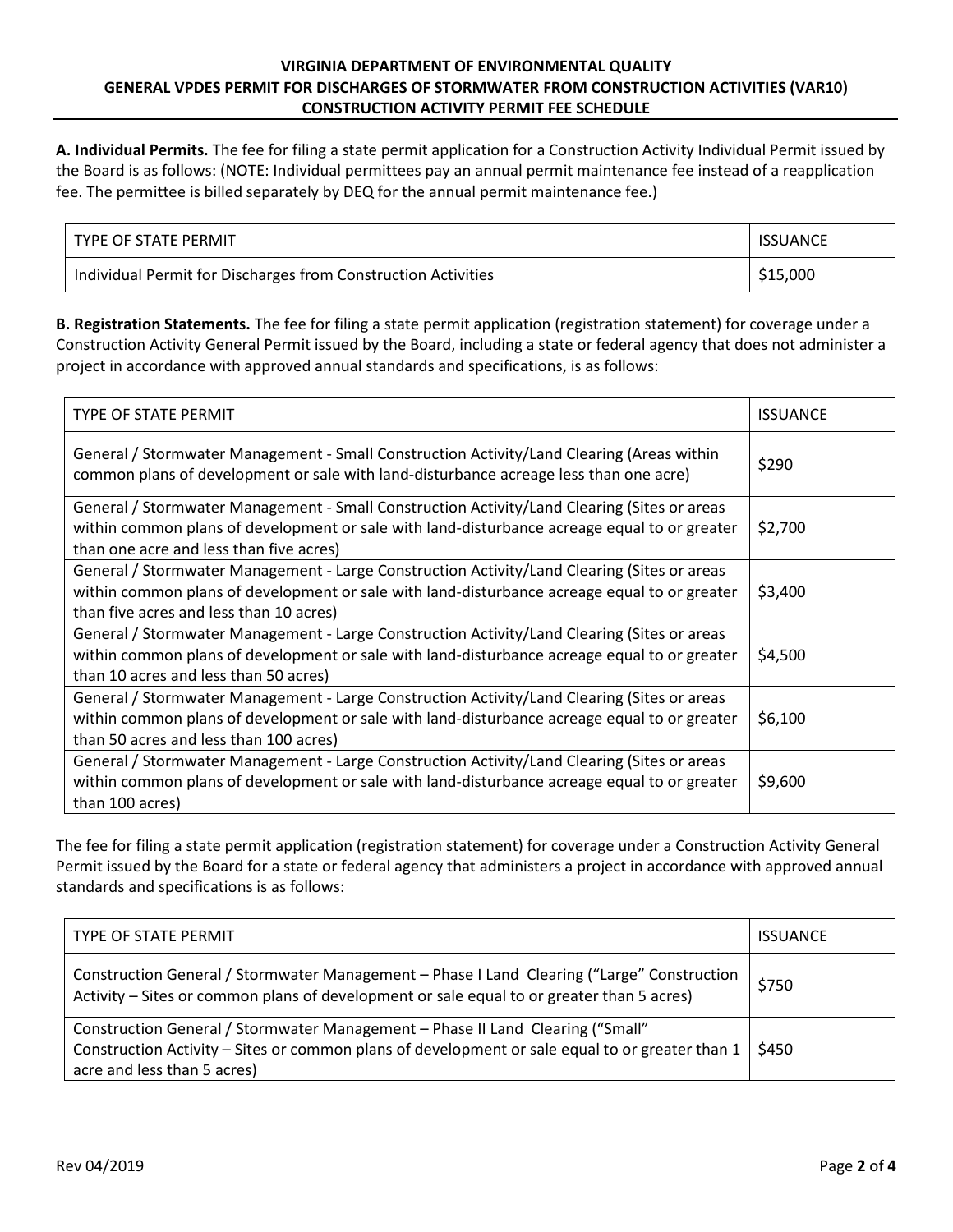# VIRGINIA DEPARTMENT OF ENVIRONMENTAL QUALITY
## GENERAL VPDES PERMIT FOR DISCHARGES OF STORMWATER FROM CONSTRUCTION ACTIVITIES (VAR10)
## CONSTRUCTION ACTIVITY PERMIT FEE SCHEDULE

**A. Individual Permits.** The fee for filing a state permit application for a Construction Activity Individual Permit issued by the Board is as follows: (NOTE: Individual permittees pay an annual permit maintenance fee instead of a reapplication fee. The permittee is billed separately by DEQ for the annual permit maintenance fee.)

| TYPE OF STATE PERMIT | ISSUANCE |
|---|---|
| Individual Permit for Discharges from Construction Activities | $15,000 |

**B. Registration Statements.** The fee for filing a state permit application (registration statement) for coverage under a Construction Activity General Permit issued by the Board, including a state or federal agency that does not administer a project in accordance with approved annual standards and specifications, is as follows:

| TYPE OF STATE PERMIT | ISSUANCE |
|---|---|
| General / Stormwater Management - Small Construction Activity/Land Clearing (Areas within common plans of development or sale with land-disturbance acreage less than one acre) | $290 |
| General / Stormwater Management - Small Construction Activity/Land Clearing (Sites or areas within common plans of development or sale with land-disturbance acreage equal to or greater than one acre and less than five acres) | $2,700 |
| General / Stormwater Management - Large Construction Activity/Land Clearing (Sites or areas within common plans of development or sale with land-disturbance acreage equal to or greater than five acres and less than 10 acres) | $3,400 |
| General / Stormwater Management - Large Construction Activity/Land Clearing (Sites or areas within common plans of development or sale with land-disturbance acreage equal to or greater than 10 acres and less than 50 acres) | $4,500 |
| General / Stormwater Management - Large Construction Activity/Land Clearing (Sites or areas within common plans of development or sale with land-disturbance acreage equal to or greater than 50 acres and less than 100 acres) | $6,100 |
| General / Stormwater Management - Large Construction Activity/Land Clearing (Sites or areas within common plans of development or sale with land-disturbance acreage equal to or greater than 100 acres) | $9,600 |

The fee for filing a state permit application (registration statement) for coverage under a Construction Activity General Permit issued by the Board for a state or federal agency that administers a project in accordance with approved annual standards and specifications is as follows:

| TYPE OF STATE PERMIT | ISSUANCE |
|---|---|
| Construction General / Stormwater Management – Phase I Land Clearing ("Large" Construction Activity – Sites or common plans of development or sale equal to or greater than 5 acres) | $750 |
| Construction General / Stormwater Management – Phase II Land Clearing ("Small" Construction Activity – Sites or common plans of development or sale equal to or greater than 1 acre and less than 5 acres) | $450 |

Rev 04/2019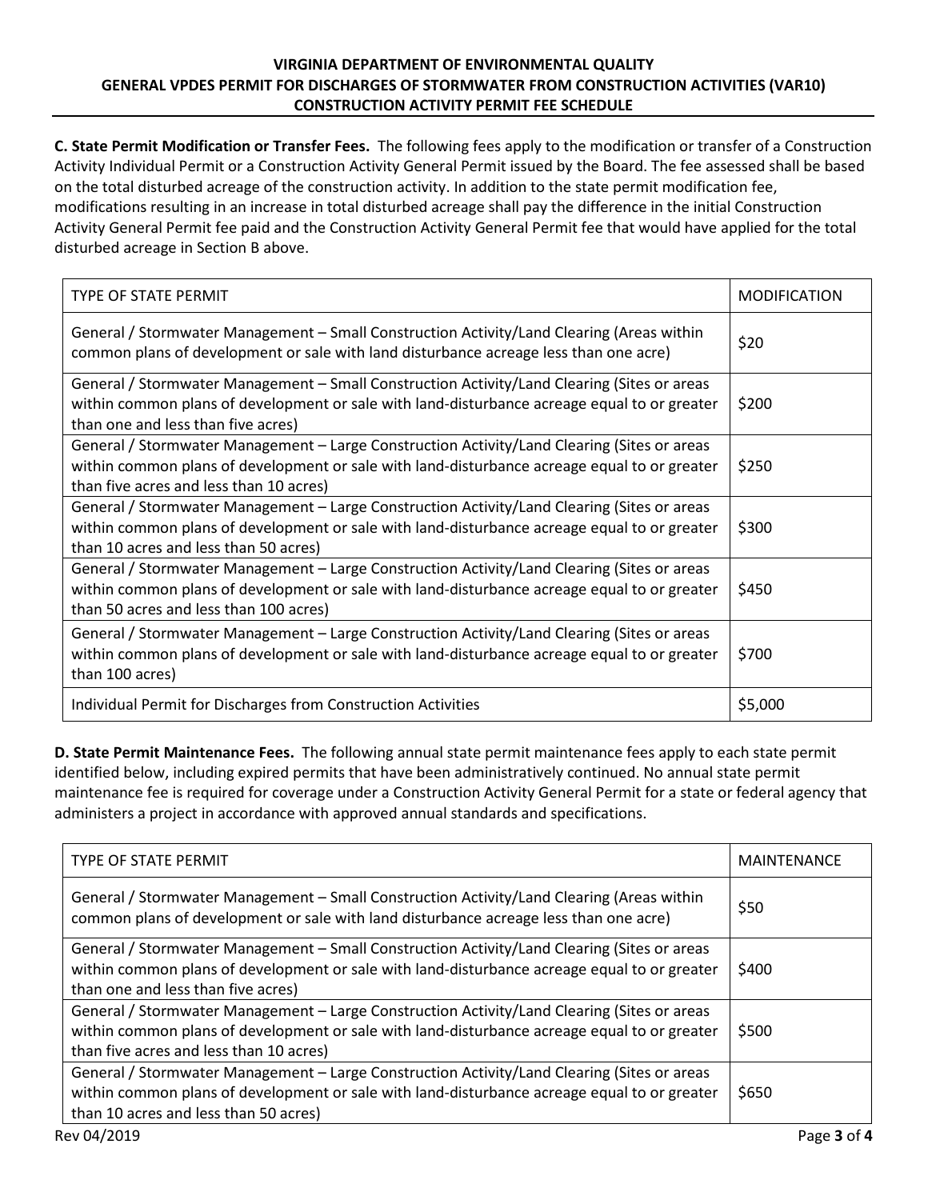**C. State Permit Modification or Transfer Fees.** The following fees apply to the modification or transfer of a Construction Activity Individual Permit or a Construction Activity General Permit issued by the Board. The fee assessed shall be based on the total disturbed acreage of the construction activity. In addition to the state permit modification fee, modifications resulting in an increase in total disturbed acreage shall pay the difference in the initial Construction Activity General Permit fee paid and the Construction Activity General Permit fee that would have applied for the total disturbed acreage in Section B above.

| TYPE OF STATE PERMIT | MODIFICATION |
|---|---|
| General / Stormwater Management – Small Construction Activity/Land Clearing (Areas within common plans of development or sale with land disturbance acreage less than one acre) | $20 |
| General / Stormwater Management – Small Construction Activity/Land Clearing (Sites or areas within common plans of development or sale with land-disturbance acreage equal to or greater than one and less than five acres) | $200 |
| General / Stormwater Management – Large Construction Activity/Land Clearing (Sites or areas within common plans of development or sale with land-disturbance acreage equal to or greater than five acres and less than 10 acres) | $250 |
| General / Stormwater Management – Large Construction Activity/Land Clearing (Sites or areas within common plans of development or sale with land-disturbance acreage equal to or greater than 10 acres and less than 50 acres) | $300 |
| General / Stormwater Management – Large Construction Activity/Land Clearing (Sites or areas within common plans of development or sale with land-disturbance acreage equal to or greater than 50 acres and less than 100 acres) | $450 |
| General / Stormwater Management – Large Construction Activity/Land Clearing (Sites or areas within common plans of development or sale with land-disturbance acreage equal to or greater than 100 acres) | $700 |
| Individual Permit for Discharges from Construction Activities | $5,000 |

**D. State Permit Maintenance Fees.** The following annual state permit maintenance fees apply to each state permit identified below, including expired permits that have been administratively continued. No annual state permit maintenance fee is required for coverage under a Construction Activity General Permit for a state or federal agency that administers a project in accordance with approved annual standards and specifications.

| TYPE OF STATE PERMIT | MAINTENANCE |
|---|---|
| General / Stormwater Management – Small Construction Activity/Land Clearing (Areas within common plans of development or sale with land disturbance acreage less than one acre) | $50 |
| General / Stormwater Management – Small Construction Activity/Land Clearing (Sites or areas within common plans of development or sale with land-disturbance acreage equal to or greater than one and less than five acres) | $400 |
| General / Stormwater Management – Large Construction Activity/Land Clearing (Sites or areas within common plans of development or sale with land-disturbance acreage equal to or greater than five acres and less than 10 acres) | $500 |
| General / Stormwater Management – Large Construction Activity/Land Clearing (Sites or areas within common plans of development or sale with land-disturbance acreage equal to or greater than 10 acres and less than 50 acres) | $650 |

Rev 04/2019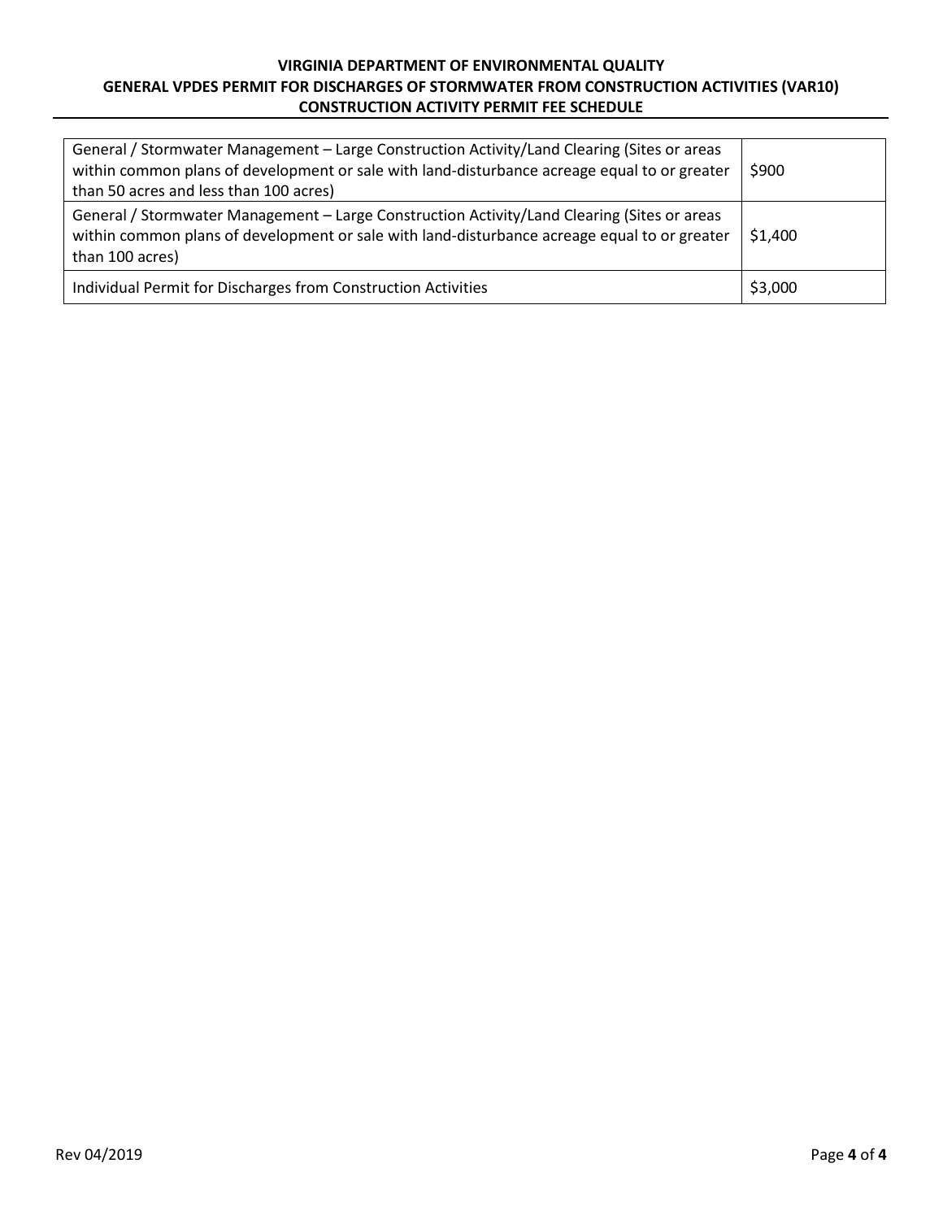| | |
|---|---|
| General / Stormwater Management – Large Construction Activity/Land Clearing (Sites or areas within common plans of development or sale with land-disturbance acreage equal to or greater than 50 acres and less than 100 acres) | $900 |
| General / Stormwater Management – Large Construction Activity/Land Clearing (Sites or areas within common plans of development or sale with land-disturbance acreage equal to or greater than 100 acres) | $1,400 |
| Individual Permit for Discharges from Construction Activities | $3,000 |